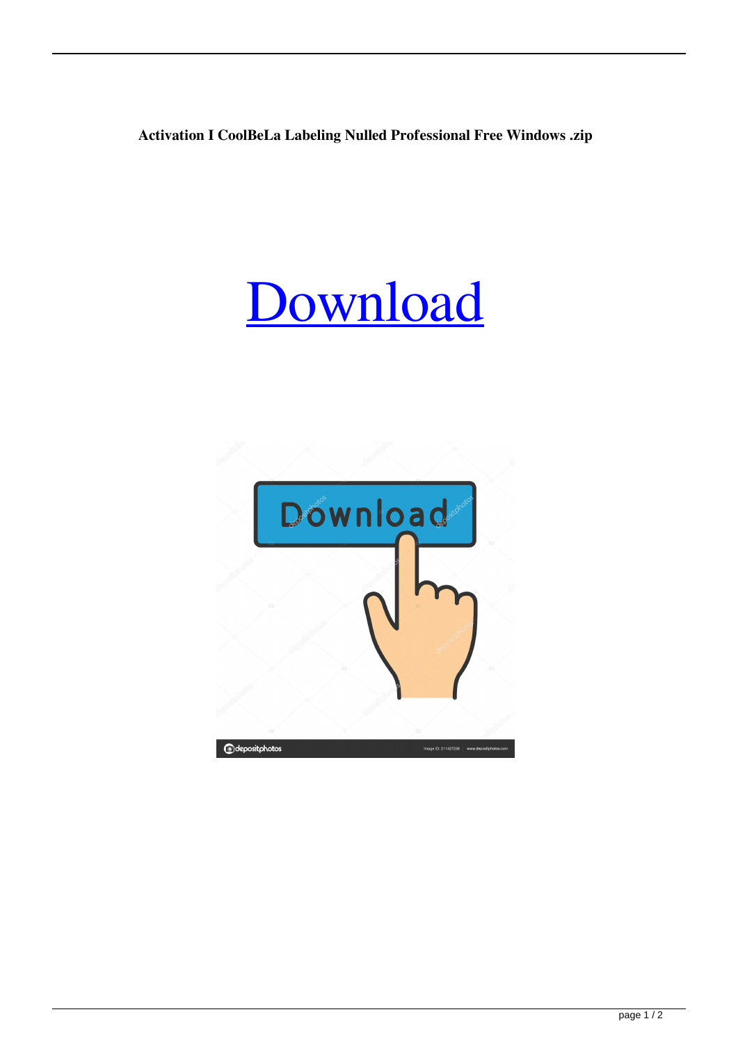**Activation I CoolBeLa Labeling Nulled Professional Free Windows .zip**

# Download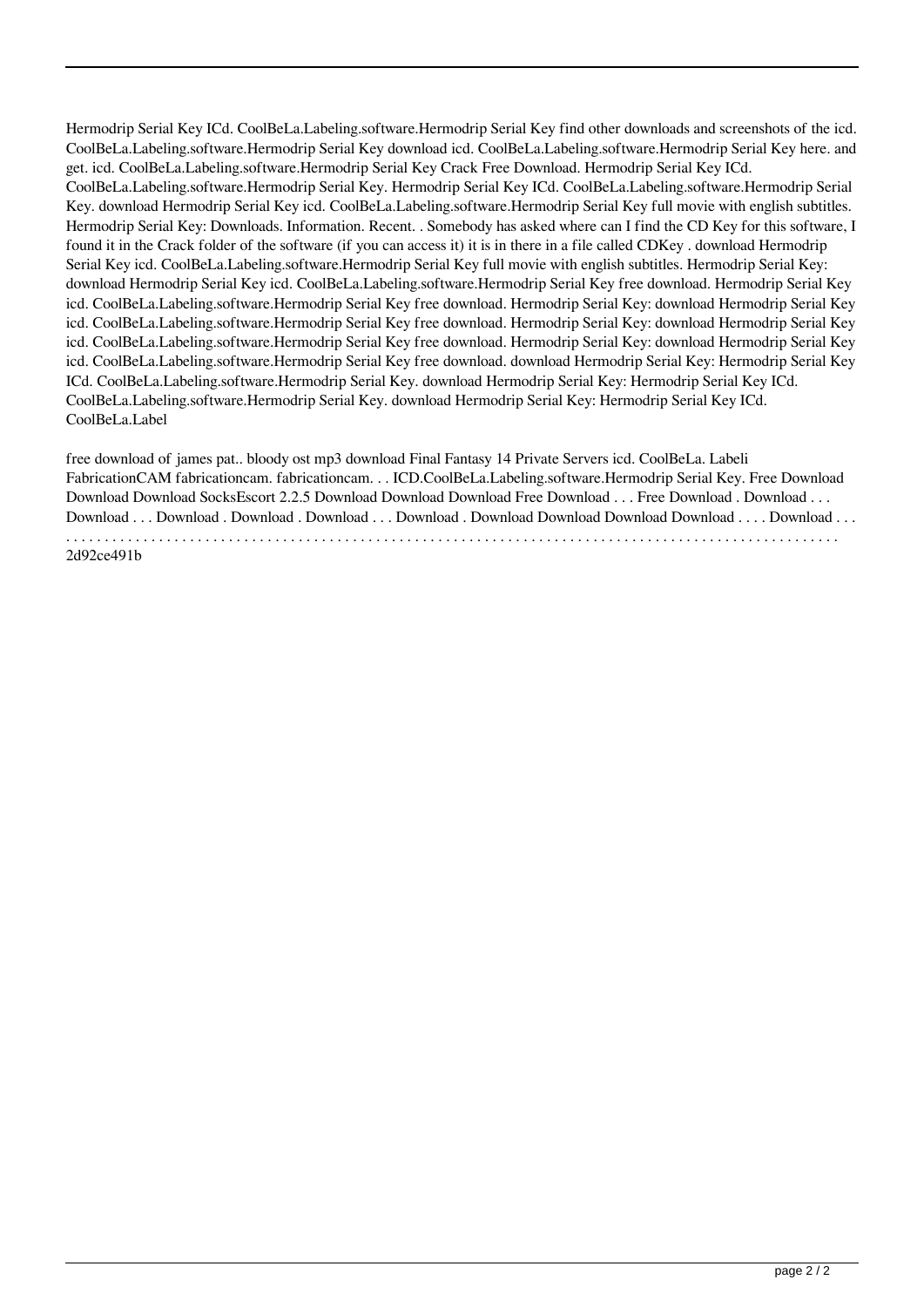Hermodrip Serial Key ICd. CoolBeLa.Labeling.software.Hermodrip Serial Key find other downloads and screenshots of the icd. CoolBeLa.Labeling.software.Hermodrip Serial Key download icd. CoolBeLa.Labeling.software.Hermodrip Serial Key here. and get. icd. CoolBeLa.Labeling.software.Hermodrip Serial Key Crack Free Download. Hermodrip Serial Key ICd. CoolBeLa.Labeling.software.Hermodrip Serial Key. Hermodrip Serial Key ICd. CoolBeLa.Labeling.software.Hermodrip Serial Key. download Hermodrip Serial Key icd. CoolBeLa.Labeling.software.Hermodrip Serial Key full movie with english subtitles. Hermodrip Serial Key: Downloads. Information. Recent. . Somebody has asked where can I find the CD Key for this software, I found it in the Crack folder of the software (if you can access it) it is in there in a file called CDKey . download Hermodrip Serial Key icd. CoolBeLa.Labeling.software.Hermodrip Serial Key full movie with english subtitles. Hermodrip Serial Key: download Hermodrip Serial Key icd. CoolBeLa.Labeling.software.Hermodrip Serial Key free download. Hermodrip Serial Key icd. CoolBeLa.Labeling.software.Hermodrip Serial Key free download. Hermodrip Serial Key: download Hermodrip Serial Key icd. CoolBeLa.Labeling.software.Hermodrip Serial Key free download. Hermodrip Serial Key: download Hermodrip Serial Key icd. CoolBeLa.Labeling.software.Hermodrip Serial Key free download. Hermodrip Serial Key: download Hermodrip Serial Key icd. CoolBeLa.Labeling.software.Hermodrip Serial Key free download. download Hermodrip Serial Key: Hermodrip Serial Key ICd. CoolBeLa.Labeling.software.Hermodrip Serial Key. download Hermodrip Serial Key: Hermodrip Serial Key ICd. CoolBeLa.Labeling.software.Hermodrip Serial Key. download Hermodrip Serial Key: Hermodrip Serial Key ICd. CoolBeLa.Label

free download of james pat.. bloody ost mp3 download Final Fantasy 14 Private Servers icd. CoolBeLa. Labeli FabricationCAM fabricationcam. fabricationcam. . . ICD.CoolBeLa.Labeling.software.Hermodrip Serial Key. Free Download Download Download SocksEscort 2.2.5 Download Download Download Free Download . . . Free Download . Download . . . Download . . . Download . Download . Download . . . Download . Download Download Download Download . . . . Download . . . . . . . . . . . . . . . . . . . . . . . . . . . . . . . . . . . . . . . . . . . . . . . . . . . . . . . . . . . . . . . . . . . . . . . . . . . . . . . . . . . . . . . . . . . . . . . . . . . . .
2d92ce491b